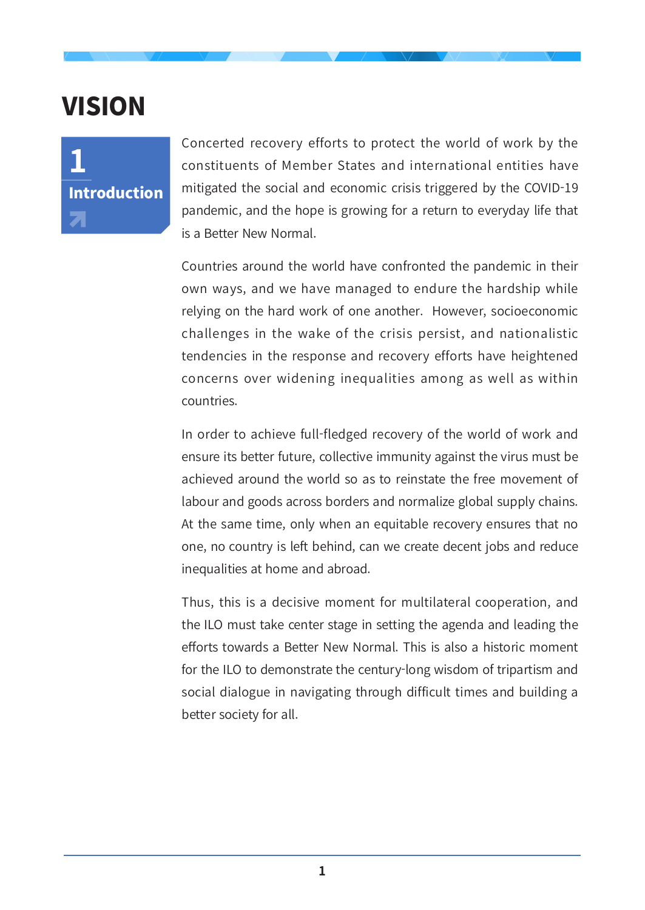# VISION

## 1 Introduction

Concerted recovery efforts to protect the world of work by the constituents of Member States and international entities have mitigated the social and economic crisis triggered by the COVID-19 pandemic, and the hope is growing for a return to everyday life that is a Better New Normal.

Countries around the world have confronted the pandemic in their own ways, and we have managed to endure the hardship while relying on the hard work of one another. However, socioeconomic challenges in the wake of the crisis persist, and nationalistic tendencies in the response and recovery efforts have heightened concerns over widening inequalities among as well as within countries.

In order to achieve full-fledged recovery of the world of work and ensure its better future, collective immunity against the virus must be achieved around the world so as to reinstate the free movement of labour and goods across borders and normalize global supply chains. At the same time, only when an equitable recovery ensures that no one, no country is left behind, can we create decent jobs and reduce inequalities at home and abroad.

Thus, this is a decisive moment for multilateral cooperation, and the ILO must take center stage in setting the agenda and leading the efforts towards a Better New Normal. This is also a historic moment for the ILO to demonstrate the century-long wisdom of tripartism and social dialogue in navigating through difficult times and building a better society for all.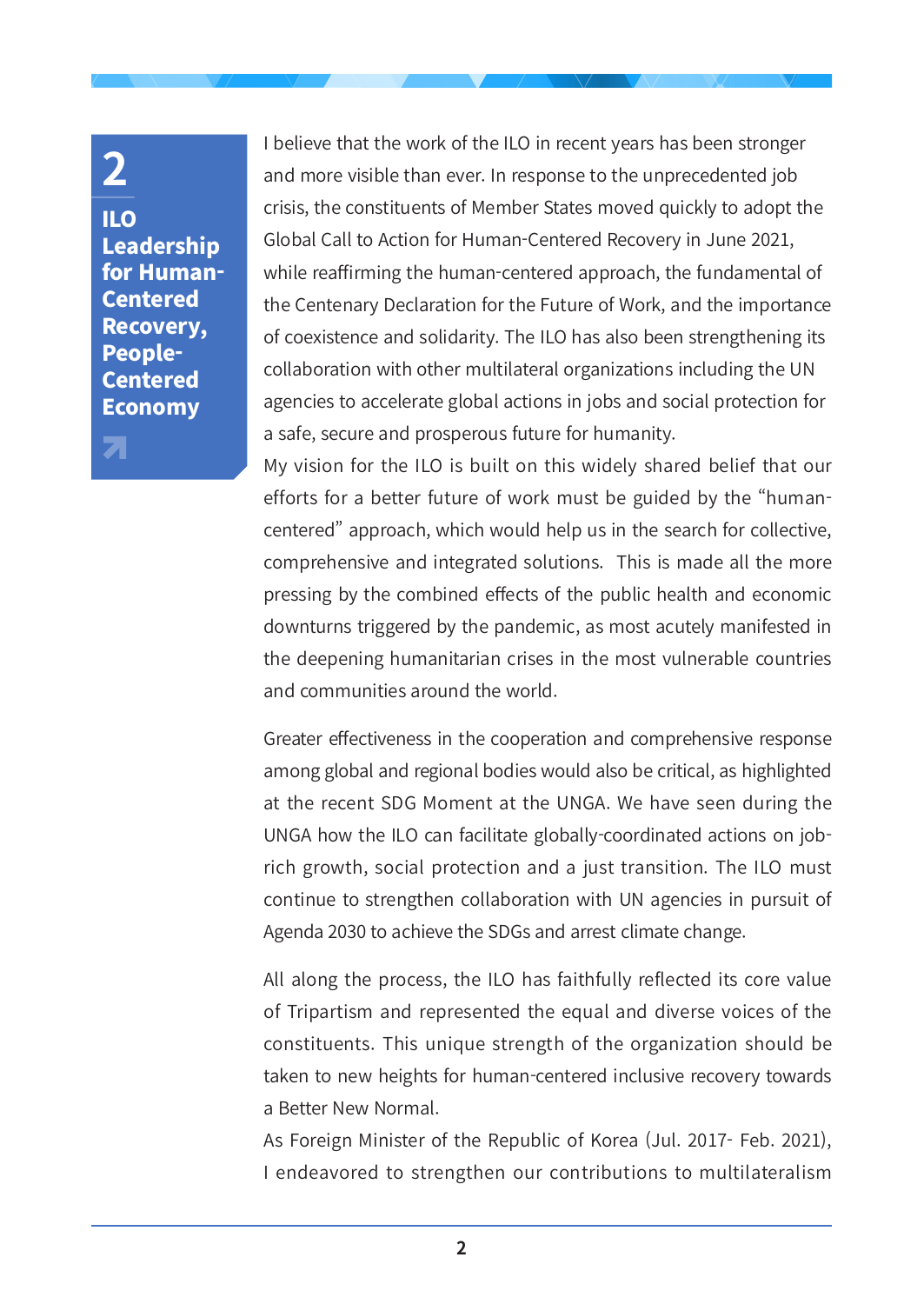## 2 ILO Leadership for Human-Centered Recovery, People-Centered Economy

I believe that the work of the ILO in recent years has been stronger and more visible than ever. In response to the unprecedented job crisis, the constituents of Member States moved quickly to adopt the Global Call to Action for Human-Centered Recovery in June 2021, while reaffirming the human-centered approach, the fundamental of the Centenary Declaration for the Future of Work, and the importance of coexistence and solidarity. The ILO has also been strengthening its collaboration with other multilateral organizations including the UN agencies to accelerate global actions in jobs and social protection for a safe, secure and prosperous future for humanity.

My vision for the ILO is built on this widely shared belief that our efforts for a better future of work must be guided by the "human-centered" approach, which would help us in the search for collective, comprehensive and integrated solutions. This is made all the more pressing by the combined effects of the public health and economic downturns triggered by the pandemic, as most acutely manifested in the deepening humanitarian crises in the most vulnerable countries and communities around the world.

Greater effectiveness in the cooperation and comprehensive response among global and regional bodies would also be critical, as highlighted at the recent SDG Moment at the UNGA. We have seen during the UNGA how the ILO can facilitate globally-coordinated actions on job-rich growth, social protection and a just transition. The ILO must continue to strengthen collaboration with UN agencies in pursuit of Agenda 2030 to achieve the SDGs and arrest climate change.

All along the process, the ILO has faithfully reflected its core value of Tripartism and represented the equal and diverse voices of the constituents. This unique strength of the organization should be taken to new heights for human-centered inclusive recovery towards a Better New Normal.

As Foreign Minister of the Republic of Korea (Jul. 2017- Feb. 2021), I endeavored to strengthen our contributions to multilateralism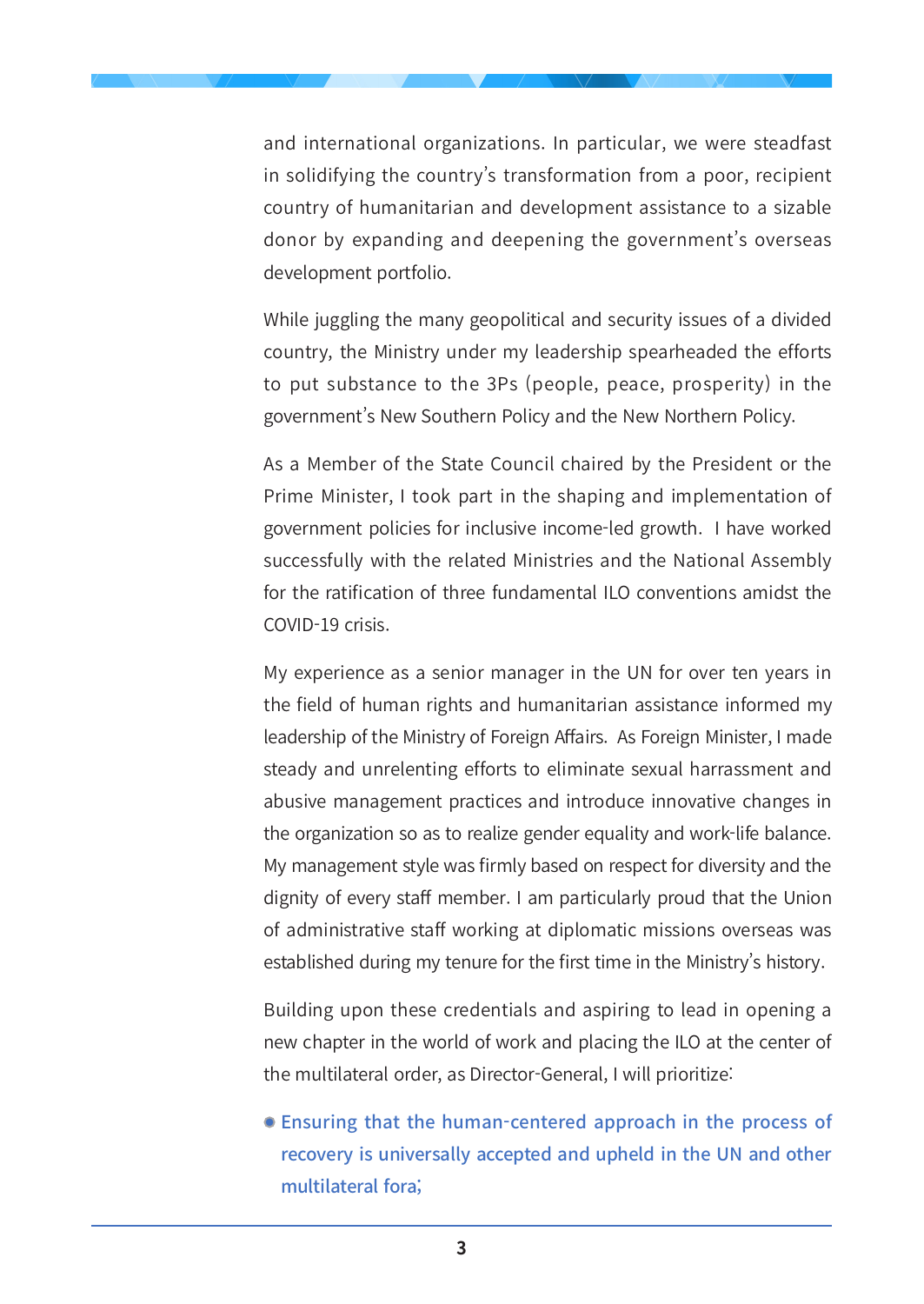and international organizations. In particular, we were steadfast in solidifying the country's transformation from a poor, recipient country of humanitarian and development assistance to a sizable donor by expanding and deepening the government's overseas development portfolio.

While juggling the many geopolitical and security issues of a divided country, the Ministry under my leadership spearheaded the efforts to put substance to the 3Ps (people, peace, prosperity) in the government's New Southern Policy and the New Northern Policy.

As a Member of the State Council chaired by the President or the Prime Minister, I took part in the shaping and implementation of government policies for inclusive income-led growth. I have worked successfully with the related Ministries and the National Assembly for the ratification of three fundamental ILO conventions amidst the COVID-19 crisis.

My experience as a senior manager in the UN for over ten years in the field of human rights and humanitarian assistance informed my leadership of the Ministry of Foreign Affairs. As Foreign Minister, I made steady and unrelenting efforts to eliminate sexual harrassment and abusive management practices and introduce innovative changes in the organization so as to realize gender equality and work-life balance. My management style was firmly based on respect for diversity and the dignity of every staff member. I am particularly proud that the Union of administrative staff working at diplomatic missions overseas was established during my tenure for the first time in the Ministry's history.

Building upon these credentials and aspiring to lead in opening a new chapter in the world of work and placing the ILO at the center of the multilateral order, as Director-General, I will prioritize:

- **Ensuring that the human-centered approach in the process of recovery is universally accepted and upheld in the UN and other multilateral fora;**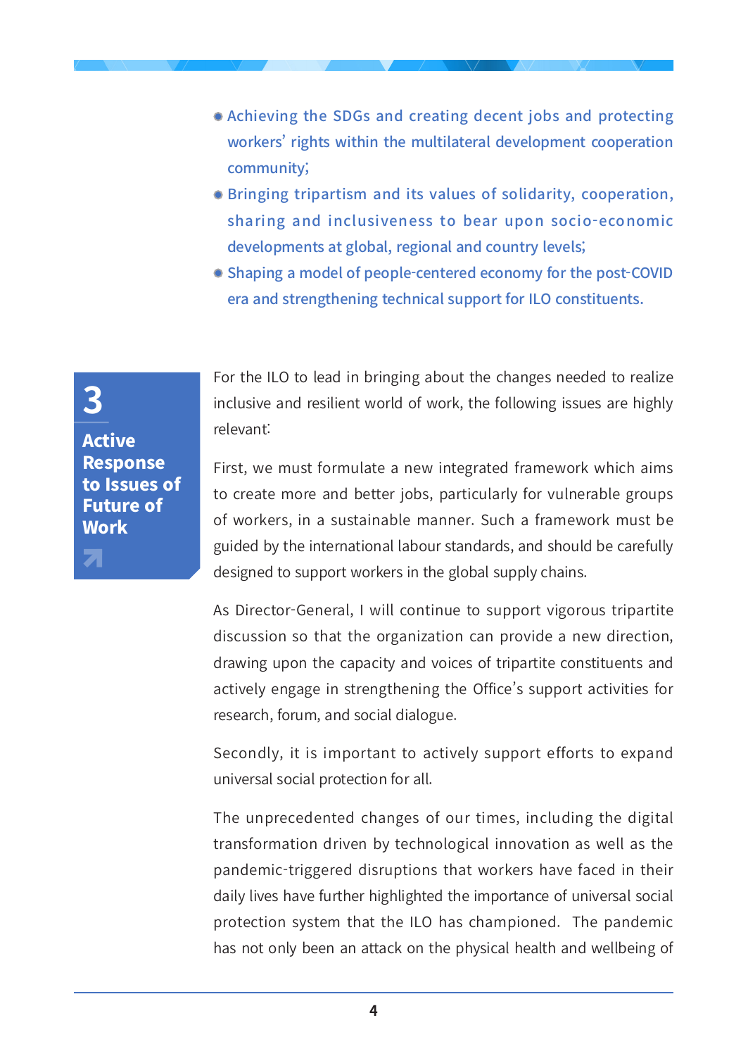- Achieving the SDGs and creating decent jobs and protecting workers' rights within the multilateral development cooperation community;
- Bringing tripartism and its values of solidarity, cooperation, sharing and inclusiveness to bear upon socio-economic developments at global, regional and country levels;
- Shaping a model of people-centered economy for the post-COVID era and strengthening technical support for ILO constituents.

## 3 Active Response to Issues of Future of Work

For the ILO to lead in bringing about the changes needed to realize inclusive and resilient world of work, the following issues are highly relevant:

First, we must formulate a new integrated framework which aims to create more and better jobs, particularly for vulnerable groups of workers, in a sustainable manner. Such a framework must be guided by the international labour standards, and should be carefully designed to support workers in the global supply chains.

As Director-General, I will continue to support vigorous tripartite discussion so that the organization can provide a new direction, drawing upon the capacity and voices of tripartite constituents and actively engage in strengthening the Office's support activities for research, forum, and social dialogue.

Secondly, it is important to actively support efforts to expand universal social protection for all.

The unprecedented changes of our times, including the digital transformation driven by technological innovation as well as the pandemic-triggered disruptions that workers have faced in their daily lives have further highlighted the importance of universal social protection system that the ILO has championed. The pandemic has not only been an attack on the physical health and wellbeing of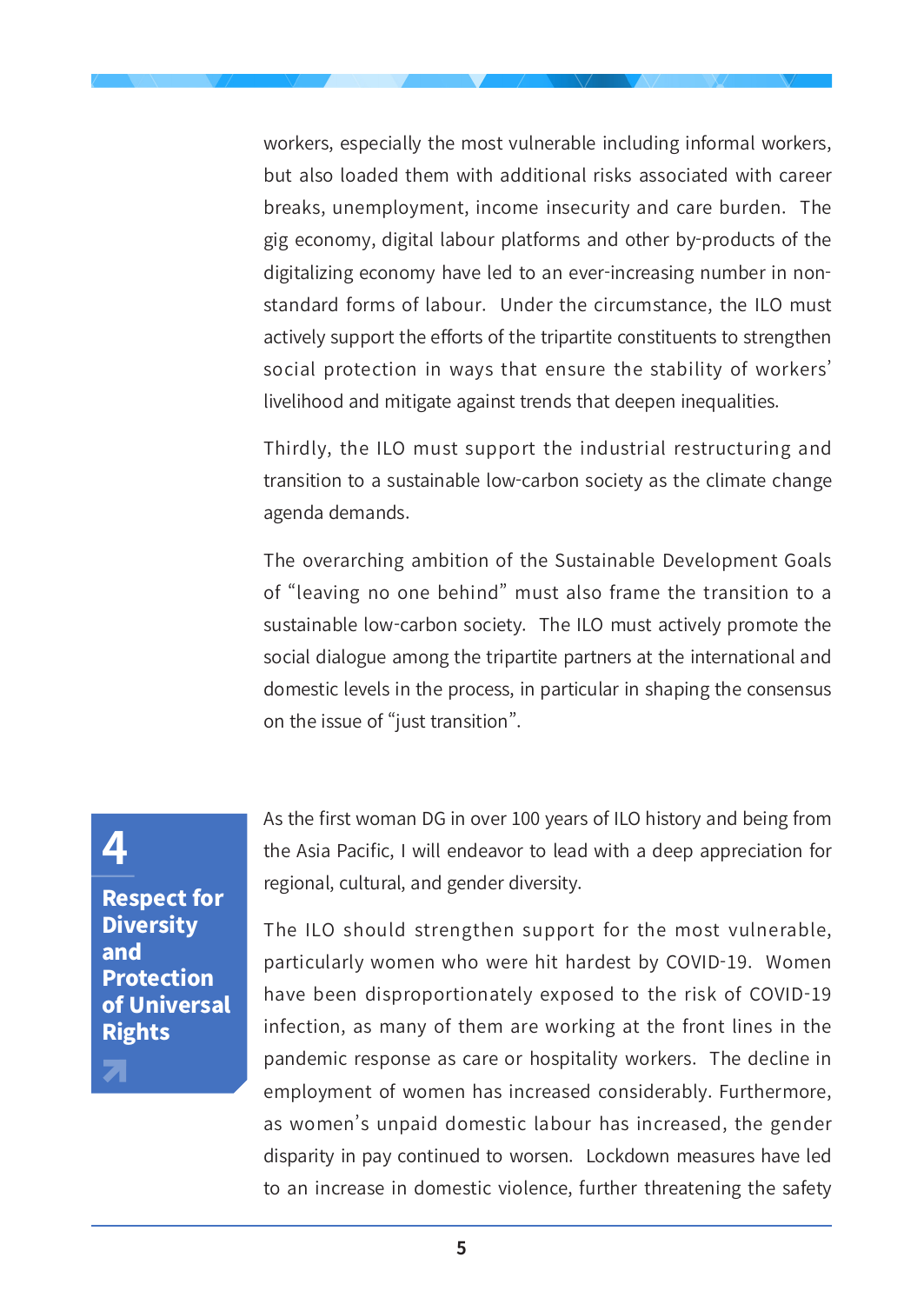workers, especially the most vulnerable including informal workers, but also loaded them with additional risks associated with career breaks, unemployment, income insecurity and care burden. The gig economy, digital labour platforms and other by-products of the digitalizing economy have led to an ever-increasing number in non-standard forms of labour. Under the circumstance, the ILO must actively support the efforts of the tripartite constituents to strengthen social protection in ways that ensure the stability of workers' livelihood and mitigate against trends that deepen inequalities.

Thirdly, the ILO must support the industrial restructuring and transition to a sustainable low-carbon society as the climate change agenda demands.

The overarching ambition of the Sustainable Development Goals of "leaving no one behind" must also frame the transition to a sustainable low-carbon society. The ILO must actively promote the social dialogue among the tripartite partners at the international and domestic levels in the process, in particular in shaping the consensus on the issue of "just transition".

## 4 Respect for Diversity and Protection of Universal Rights

As the first woman DG in over 100 years of ILO history and being from the Asia Pacific, I will endeavor to lead with a deep appreciation for regional, cultural, and gender diversity.

The ILO should strengthen support for the most vulnerable, particularly women who were hit hardest by COVID-19. Women have been disproportionately exposed to the risk of COVID-19 infection, as many of them are working at the front lines in the pandemic response as care or hospitality workers. The decline in employment of women has increased considerably. Furthermore, as women's unpaid domestic labour has increased, the gender disparity in pay continued to worsen. Lockdown measures have led to an increase in domestic violence, further threatening the safety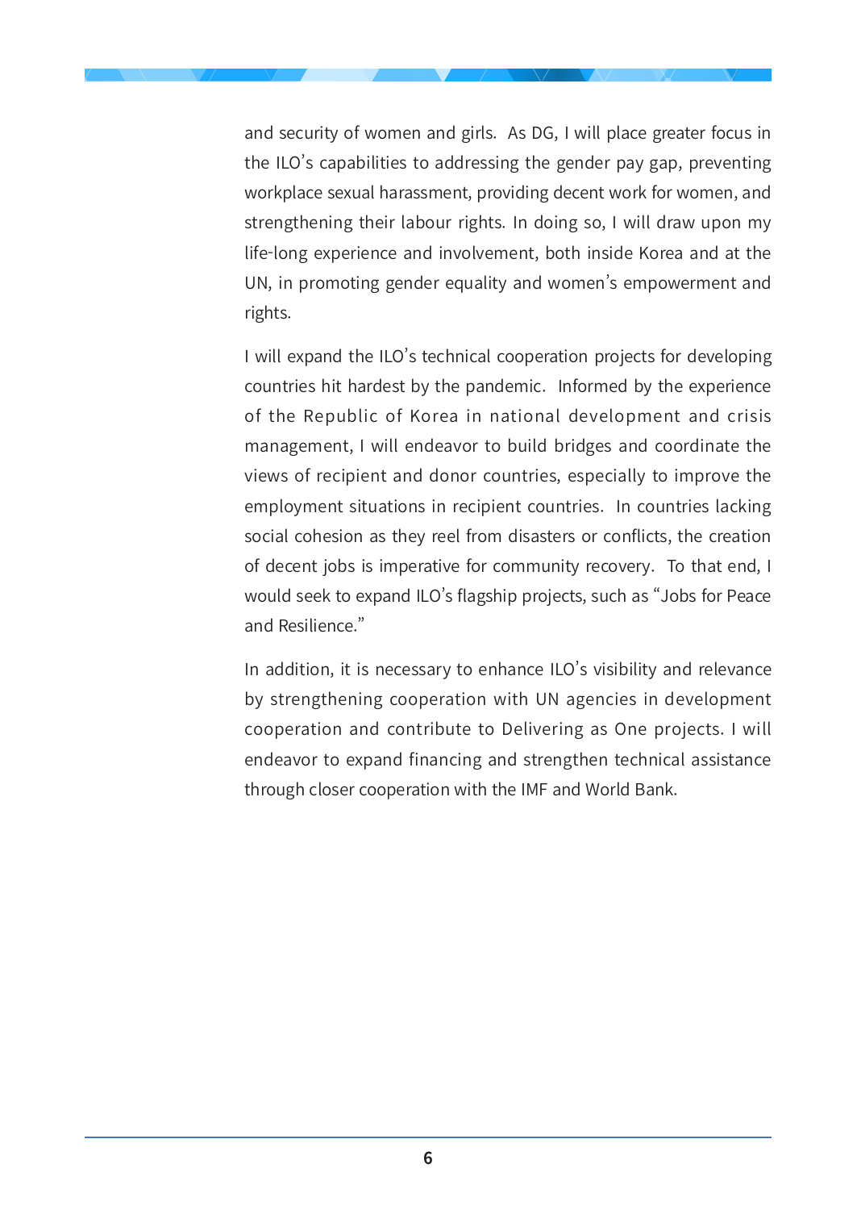and security of women and girls. As DG, I will place greater focus in the ILO's capabilities to addressing the gender pay gap, preventing workplace sexual harassment, providing decent work for women, and strengthening their labour rights. In doing so, I will draw upon my life-long experience and involvement, both inside Korea and at the UN, in promoting gender equality and women's empowerment and rights.

I will expand the ILO's technical cooperation projects for developing countries hit hardest by the pandemic. Informed by the experience of the Republic of Korea in national development and crisis management, I will endeavor to build bridges and coordinate the views of recipient and donor countries, especially to improve the employment situations in recipient countries. In countries lacking social cohesion as they reel from disasters or conflicts, the creation of decent jobs is imperative for community recovery. To that end, I would seek to expand ILO's flagship projects, such as "Jobs for Peace and Resilience."

In addition, it is necessary to enhance ILO's visibility and relevance by strengthening cooperation with UN agencies in development cooperation and contribute to Delivering as One projects. I will endeavor to expand financing and strengthen technical assistance through closer cooperation with the IMF and World Bank.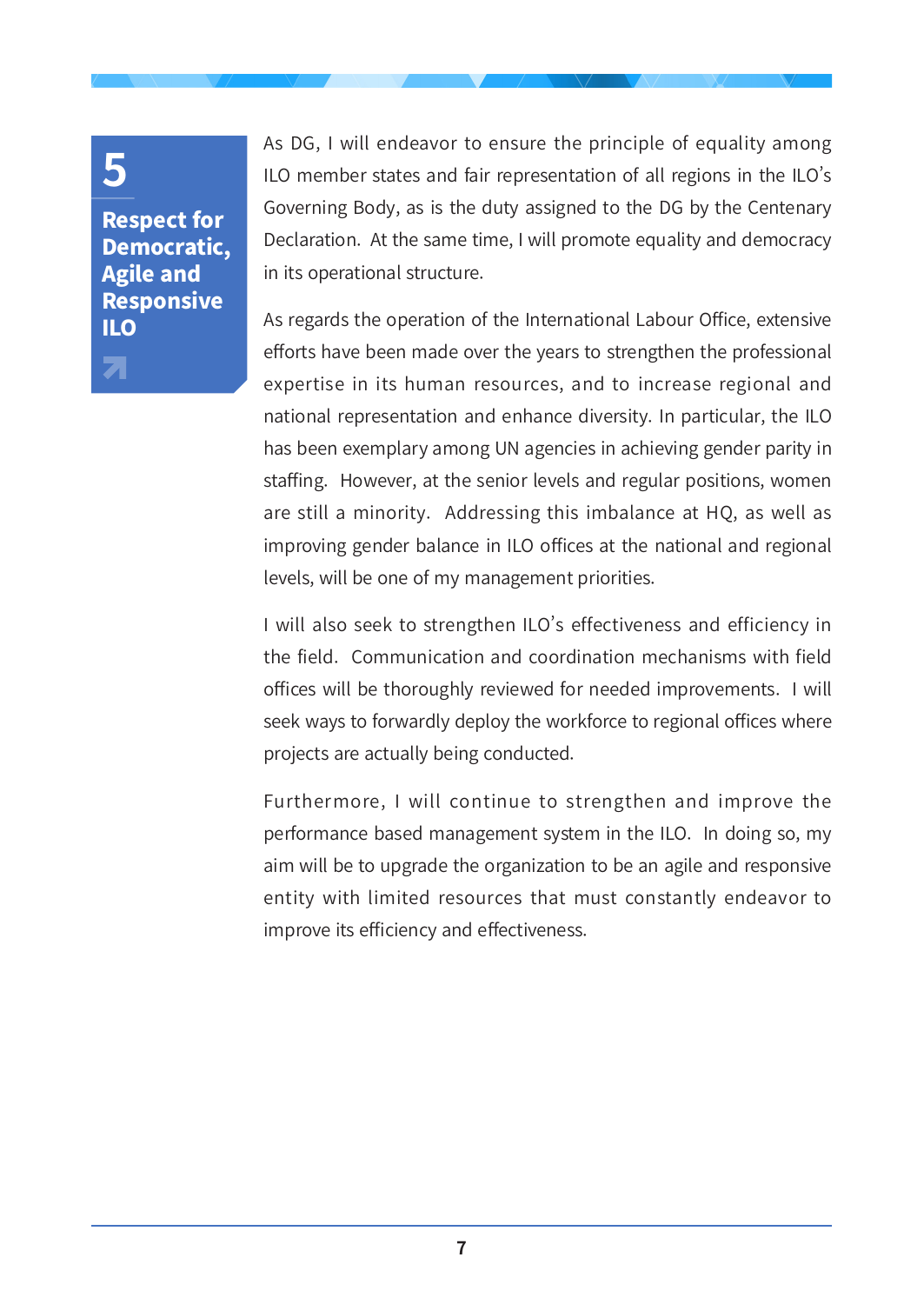## 5 Respect for Democratic, Agile and Responsive ILO

As DG, I will endeavor to ensure the principle of equality among ILO member states and fair representation of all regions in the ILO's Governing Body, as is the duty assigned to the DG by the Centenary Declaration. At the same time, I will promote equality and democracy in its operational structure.

As regards the operation of the International Labour Office, extensive efforts have been made over the years to strengthen the professional expertise in its human resources, and to increase regional and national representation and enhance diversity. In particular, the ILO has been exemplary among UN agencies in achieving gender parity in staffing. However, at the senior levels and regular positions, women are still a minority. Addressing this imbalance at HQ, as well as improving gender balance in ILO offices at the national and regional levels, will be one of my management priorities.

I will also seek to strengthen ILO's effectiveness and efficiency in the field. Communication and coordination mechanisms with field offices will be thoroughly reviewed for needed improvements. I will seek ways to forwardly deploy the workforce to regional offices where projects are actually being conducted.

Furthermore, I will continue to strengthen and improve the performance based management system in the ILO. In doing so, my aim will be to upgrade the organization to be an agile and responsive entity with limited resources that must constantly endeavor to improve its efficiency and effectiveness.